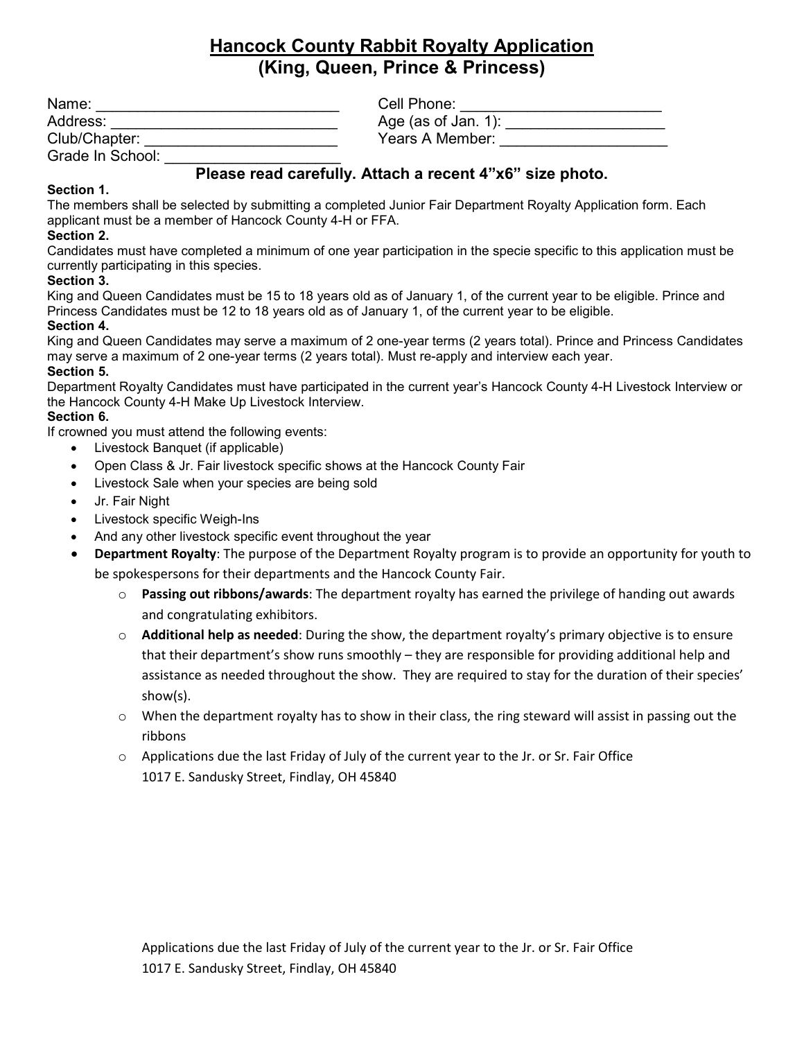# Hancock County Rabbit Royalty Application
## (King, Queen, Prince & Princess)

Name: ____________________________ Cell Phone: ________________________

Address: __________________________ Age (as of Jan. 1): __________________

Club/Chapter: ______________________ Years A Member: ___________________

Grade In School: ____________________

**Please read carefully. Attach a recent 4"x6" size photo.**

**Section 1.**
The members shall be selected by submitting a completed Junior Fair Department Royalty Application form. Each applicant must be a member of Hancock County 4-H or FFA.

**Section 2.**
Candidates must have completed a minimum of one year participation in the specie specific to this application must be currently participating in this species.

**Section 3.**
King and Queen Candidates must be 15 to 18 years old as of January 1, of the current year to be eligible. Prince and Princess Candidates must be 12 to 18 years old as of January 1, of the current year to be eligible.

**Section 4.**
King and Queen Candidates may serve a maximum of 2 one-year terms (2 years total). Prince and Princess Candidates may serve a maximum of 2 one-year terms (2 years total). Must re-apply and interview each year.

**Section 5.**
Department Royalty Candidates must have participated in the current year's Hancock County 4-H Livestock Interview or the Hancock County 4-H Make Up Livestock Interview.

**Section 6.**
If crowned you must attend the following events:

- Livestock Banquet (if applicable)
- Open Class & Jr. Fair livestock specific shows at the Hancock County Fair
- Livestock Sale when your species are being sold
- Jr. Fair Night
- Livestock specific Weigh-Ins
- And any other livestock specific event throughout the year
- **Department Royalty**: The purpose of the Department Royalty program is to provide an opportunity for youth to be spokespersons for their departments and the Hancock County Fair.
    - **Passing out ribbons/awards**: The department royalty has earned the privilege of handing out awards and congratulating exhibitors.
    - **Additional help as needed**: During the show, the department royalty's primary objective is to ensure that their department's show runs smoothly – they are responsible for providing additional help and assistance as needed throughout the show. They are required to stay for the duration of their species' show(s).
    - When the department royalty has to show in their class, the ring steward will assist in passing out the ribbons
    - Applications due the last Friday of July of the current year to the Jr. or Sr. Fair Office
      1017 E. Sandusky Street, Findlay, OH 45840

Applications due the last Friday of July of the current year to the Jr. or Sr. Fair Office
1017 E. Sandusky Street, Findlay, OH 45840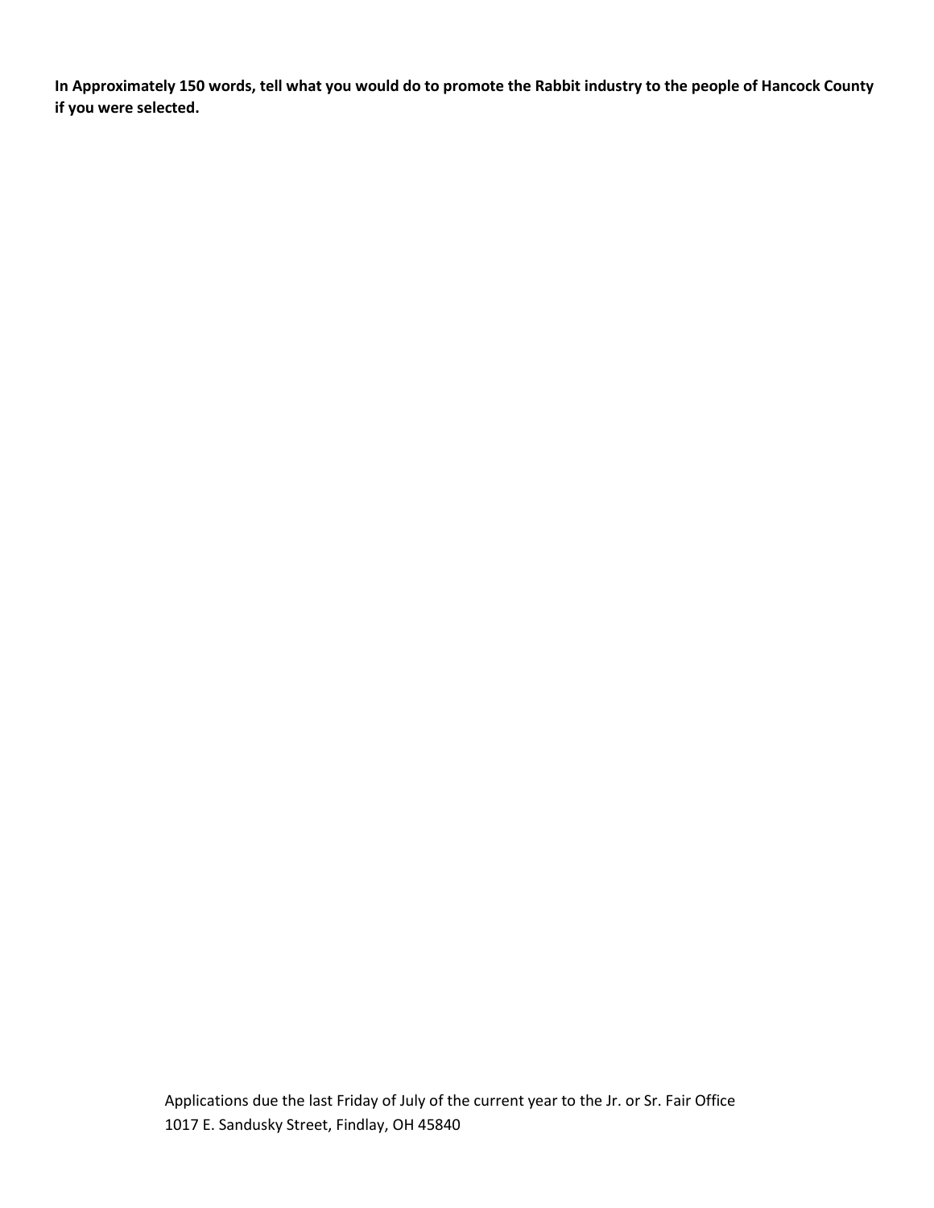**In Approximately 150 words, tell what you would do to promote the Rabbit industry to the people of Hancock County if you were selected.**

Applications due the last Friday of July of the current year to the Jr. or Sr. Fair Office
1017 E. Sandusky Street, Findlay, OH 45840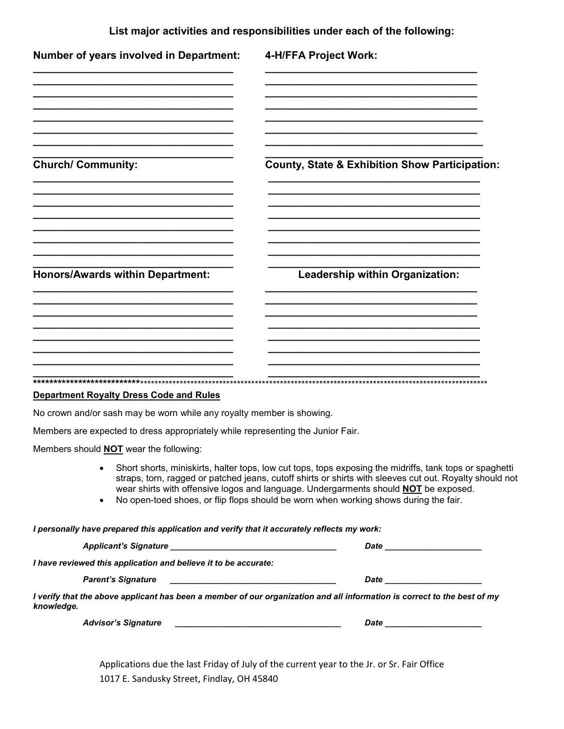**List major activities and responsibilities under each of the following:**

**Number of years involved in Department:**

___________________________________
___________________________________
___________________________________
___________________________________
___________________________________
___________________________________
___________________________________
___________________________________

**4-H/FFA Project Work:**

___________________________________
___________________________________
___________________________________
___________________________________
___________________________________
___________________________________
___________________________________
___________________________________

**Church/ Community:**

___________________________________
___________________________________
___________________________________
___________________________________
___________________________________
___________________________________
___________________________________
___________________________________

**County, State & Exhibition Show Participation:**

___________________________________
___________________________________
___________________________________
___________________________________
___________________________________
___________________________________
___________________________________
___________________________________

**Honors/Awards within Department:**

___________________________________
___________________________________
___________________________________
___________________________________
___________________________________
___________________________________
___________________________________

**Leadership within Organization:**

___________________________________
___________________________________
___________________________________
___________________________________
___________________________________
___________________________________
___________________________________

*******************************************************************************************************************

**Department Royalty Dress Code and Rules**

No crown and/or sash may be worn while any royalty member is showing.

Members are expected to dress appropriately while representing the Junior Fair.

Members should **NOT** wear the following:

- Short shorts, miniskirts, halter tops, low cut tops, tops exposing the midriffs, tank tops or spaghetti straps, torn, ragged or patched jeans, cutoff shirts or shirts with sleeves cut out. Royalty should not wear shirts with offensive logos and language. Undergarments should **NOT** be exposed.
- No open-toed shoes, or flip flops should be worn when working shows during the fair.

***I personally have prepared this application and verify that it accurately reflects my work:***

***Applicant's Signature*** ___________________________________ ***Date*** ____________________

***I have reviewed this application and believe it to be accurate:***

***Parent's Signature*** ___________________________________ ***Date*** ____________________

***I verify that the above applicant has been a member of our organization and all information is correct to the best of my knowledge.***

***Advisor's Signature*** ___________________________________ ***Date*** ____________________

Applications due the last Friday of July of the current year to the Jr. or Sr. Fair Office
1017 E. Sandusky Street, Findlay, OH 45840